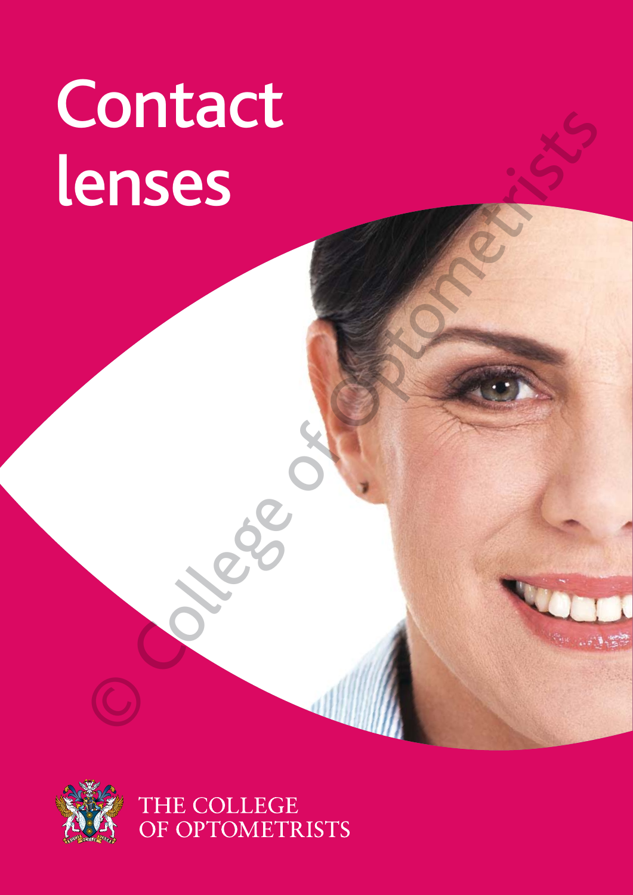# Contact lenses

THE COLLEGE OF OPTOMETRISTS

© College of Optometrists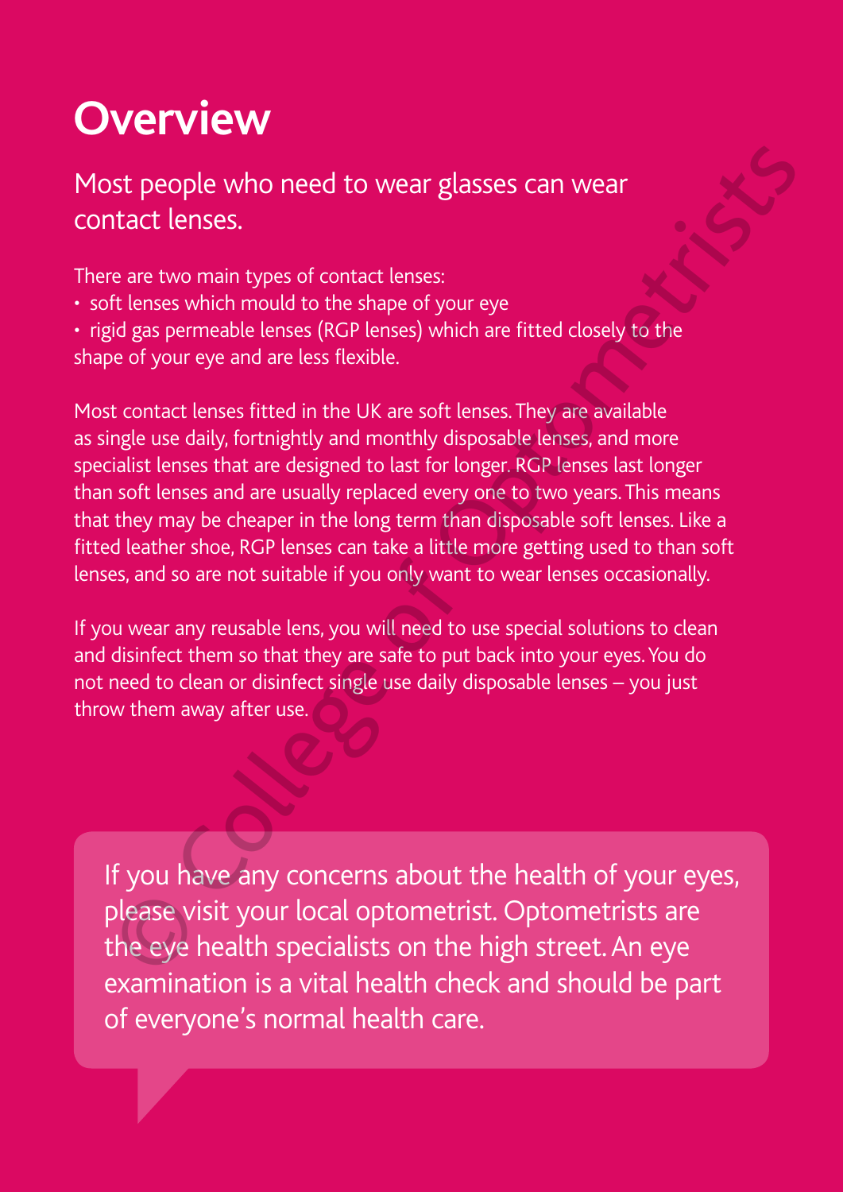# Overview

Most people who need to wear glasses can wear contact lenses.

There are two main types of contact lenses:

- soft lenses which mould to the shape of your eye
- rigid gas permeable lenses (RGP lenses) which are fitted closely to the shape of your eye and are less flexible.

Most contact lenses fitted in the UK are soft lenses. They are available as single use daily, fortnightly and monthly disposable lenses, and more specialist lenses that are designed to last for longer. RGP lenses last longer than soft lenses and are usually replaced every one to two years. This means that they may be cheaper in the long term than disposable soft lenses. Like a fitted leather shoe, RGP lenses can take a little more getting used to than soft lenses, and so are not suitable if you only want to wear lenses occasionally.

If you wear any reusable lens, you will need to use special solutions to clean and disinfect them so that they are safe to put back into your eyes. You do not need to clean or disinfect single use daily disposable lenses – you just throw them away after use.

If you have any concerns about the health of your eyes, please visit your local optometrist. Optometrists are the eye health specialists on the high street. An eye examination is a vital health check and should be part of everyone's normal health care.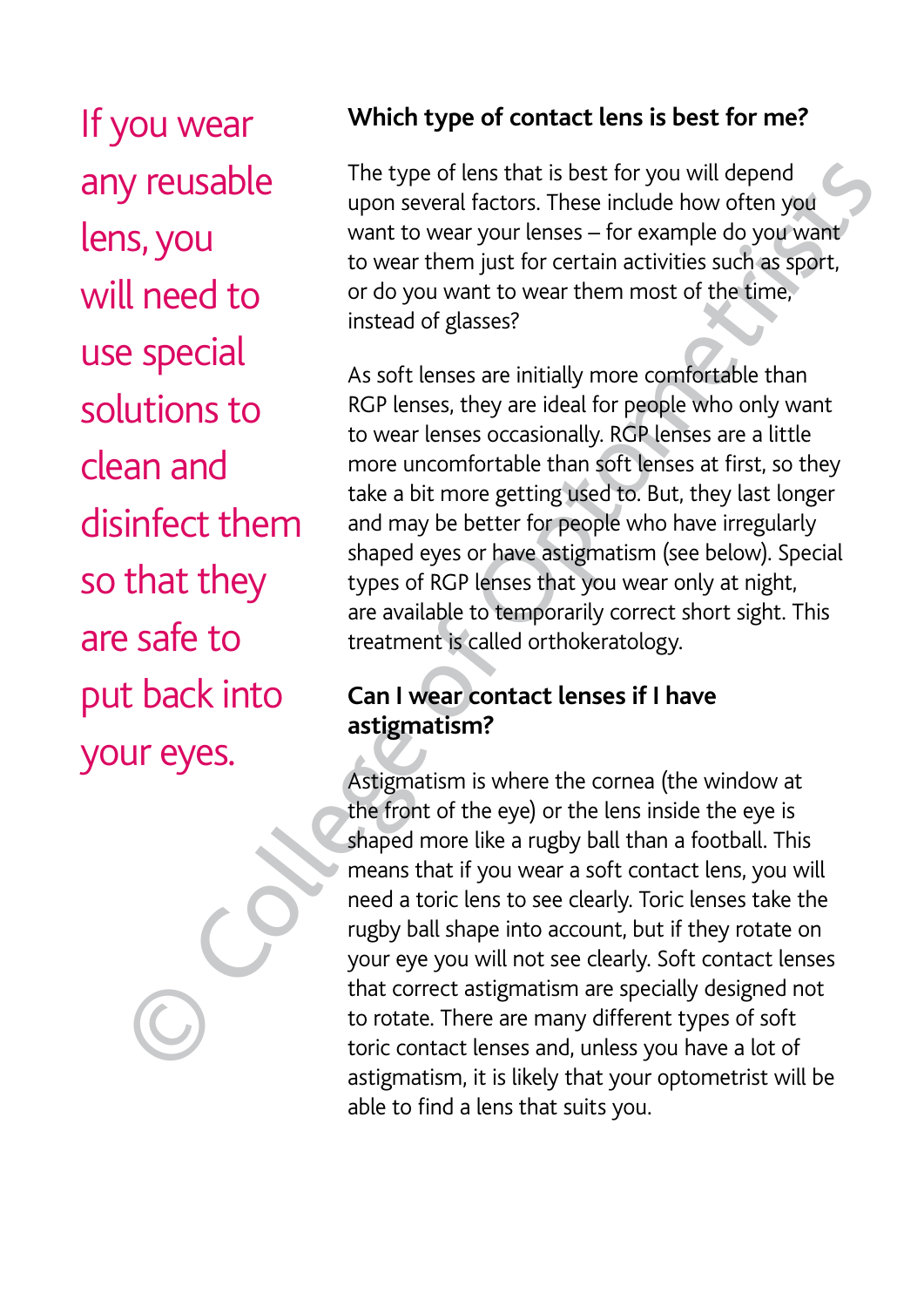If you wear any reusable lens, you will need to use special solutions to clean and disinfect them so that they are safe to put back into your eyes.

## Which type of contact lens is best for me?

The type of lens that is best for you will depend upon several factors. These include how often you want to wear your lenses – for example do you want to wear them just for certain activities such as sport, or do you want to wear them most of the time, instead of glasses?

As soft lenses are initially more comfortable than RGP lenses, they are ideal for people who only want to wear lenses occasionally. RGP lenses are a little more uncomfortable than soft lenses at first, so they take a bit more getting used to. But, they last longer and may be better for people who have irregularly shaped eyes or have astigmatism (see below). Special types of RGP lenses that you wear only at night, are available to temporarily correct short sight. This treatment is called orthokeratology.

## Can I wear contact lenses if I have astigmatism?

Astigmatism is where the cornea (the window at the front of the eye) or the lens inside the eye is shaped more like a rugby ball than a football. This means that if you wear a soft contact lens, you will need a toric lens to see clearly. Toric lenses take the rugby ball shape into account, but if they rotate on your eye you will not see clearly. Soft contact lenses that correct astigmatism are specially designed not to rotate. There are many different types of soft toric contact lenses and, unless you have a lot of astigmatism, it is likely that your optometrist will be able to find a lens that suits you.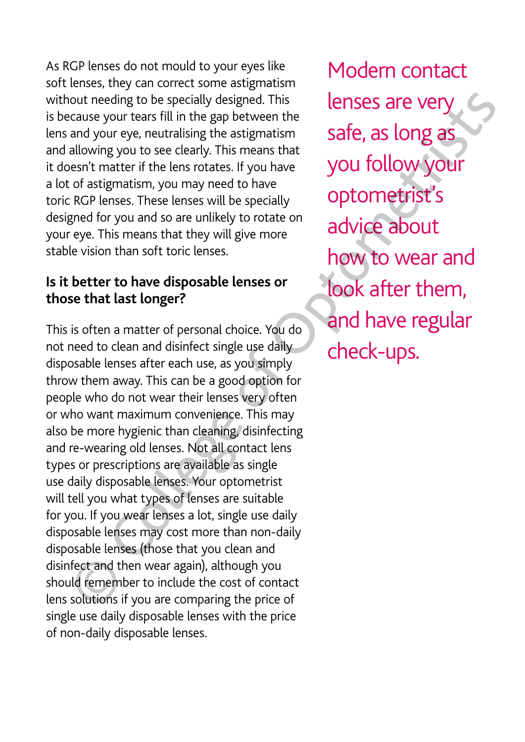As RGP lenses do not mould to your eyes like soft lenses, they can correct some astigmatism without needing to be specially designed. This is because your tears fill in the gap between the lens and your eye, neutralising the astigmatism and allowing you to see clearly. This means that it doesn't matter if the lens rotates. If you have a lot of astigmatism, you may need to have toric RGP lenses. These lenses will be specially designed for you and so are unlikely to rotate on your eye. This means that they will give more stable vision than soft toric lenses.

**Is it better to have disposable lenses or those that last longer?**

This is often a matter of personal choice. You do not need to clean and disinfect single use daily disposable lenses after each use, as you simply throw them away. This can be a good option for people who do not wear their lenses very often or who want maximum convenience. This may also be more hygienic than cleaning, disinfecting and re-wearing old lenses. Not all contact lens types or prescriptions are available as single use daily disposable lenses. Your optometrist will tell you what types of lenses are suitable for you. If you wear lenses a lot, single use daily disposable lenses may cost more than non-daily disposable lenses (those that you clean and disinfect and then wear again), although you should remember to include the cost of contact lens solutions if you are comparing the price of single use daily disposable lenses with the price of non-daily disposable lenses.

Modern contact lenses are very safe, as long as you follow your optometrist's advice about how to wear and look after them, and have regular check-ups.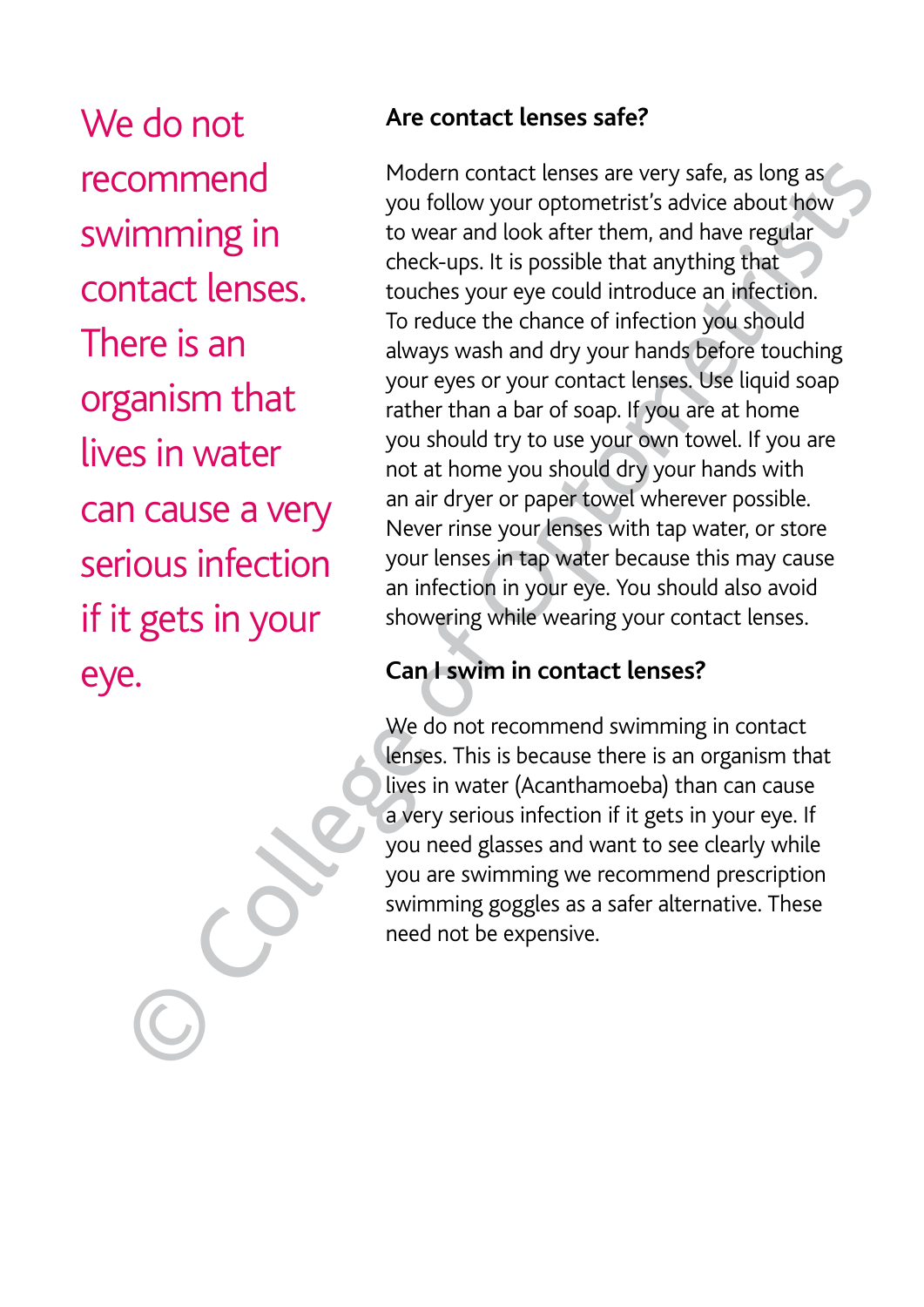We do not recommend swimming in contact lenses. There is an organism that lives in water can cause a very serious infection if it gets in your eye.

## Are contact lenses safe?

Modern contact lenses are very safe, as long as you follow your optometrist's advice about how to wear and look after them, and have regular check-ups. It is possible that anything that touches your eye could introduce an infection. To reduce the chance of infection you should always wash and dry your hands before touching your eyes or your contact lenses. Use liquid soap rather than a bar of soap. If you are at home you should try to use your own towel. If you are not at home you should dry your hands with an air dryer or paper towel wherever possible. Never rinse your lenses with tap water, or store your lenses in tap water because this may cause an infection in your eye. You should also avoid showering while wearing your contact lenses.

## Can I swim in contact lenses?

We do not recommend swimming in contact lenses. This is because there is an organism that lives in water (Acanthamoeba) than can cause a very serious infection if it gets in your eye. If you need glasses and want to see clearly while you are swimming we recommend prescription swimming goggles as a safer alternative. These need not be expensive.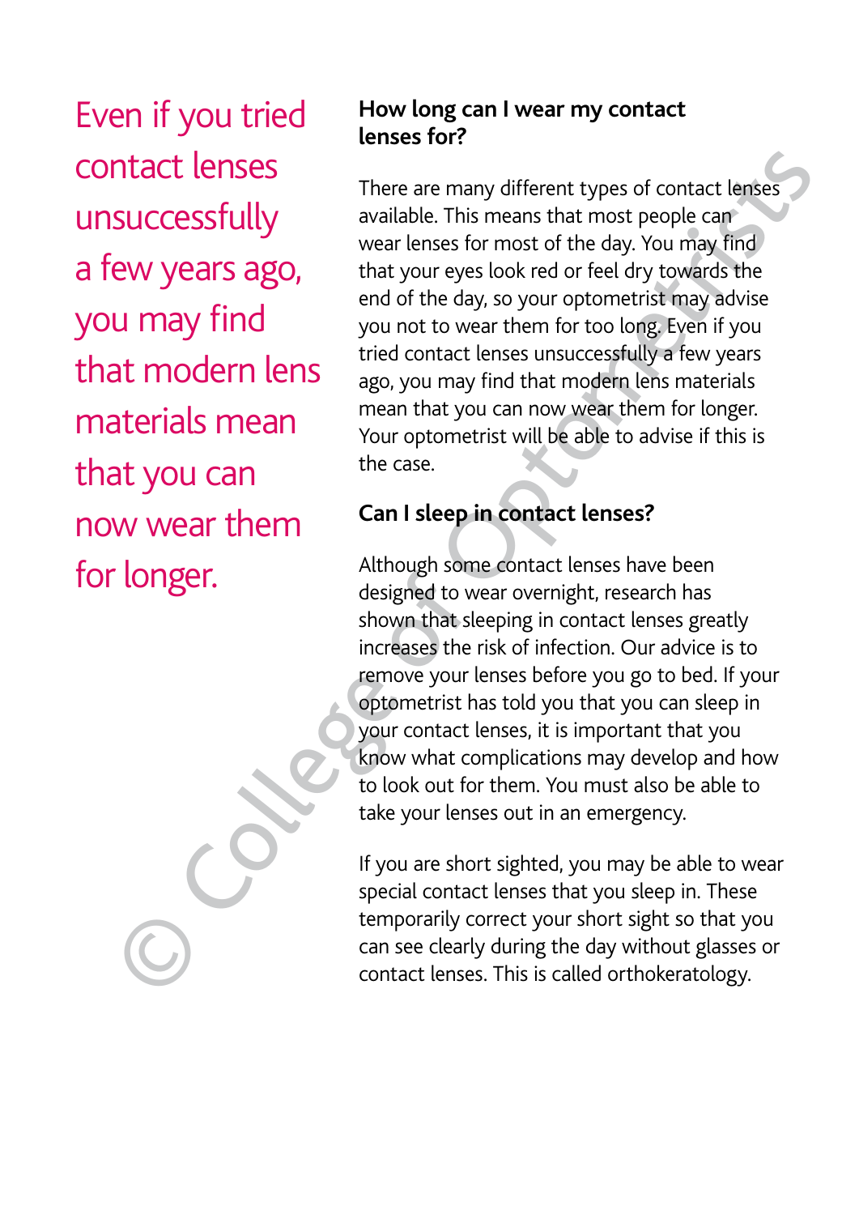> Even if you tried contact lenses unsuccessfully a few years ago, you may find that modern lens materials mean that you can now wear them for longer.

### How long can I wear my contact lenses for?

There are many different types of contact lenses available. This means that most people can wear lenses for most of the day. You may find that your eyes look red or feel dry towards the end of the day, so your optometrist may advise you not to wear them for too long. Even if you tried contact lenses unsuccessfully a few years ago, you may find that modern lens materials mean that you can now wear them for longer. Your optometrist will be able to advise if this is the case.

### Can I sleep in contact lenses?

Although some contact lenses have been designed to wear overnight, research has shown that sleeping in contact lenses greatly increases the risk of infection. Our advice is to remove your lenses before you go to bed. If your optometrist has told you that you can sleep in your contact lenses, it is important that you know what complications may develop and how to look out for them. You must also be able to take your lenses out in an emergency.

If you are short sighted, you may be able to wear special contact lenses that you sleep in. These temporarily correct your short sight so that you can see clearly during the day without glasses or contact lenses. This is called orthokeratology.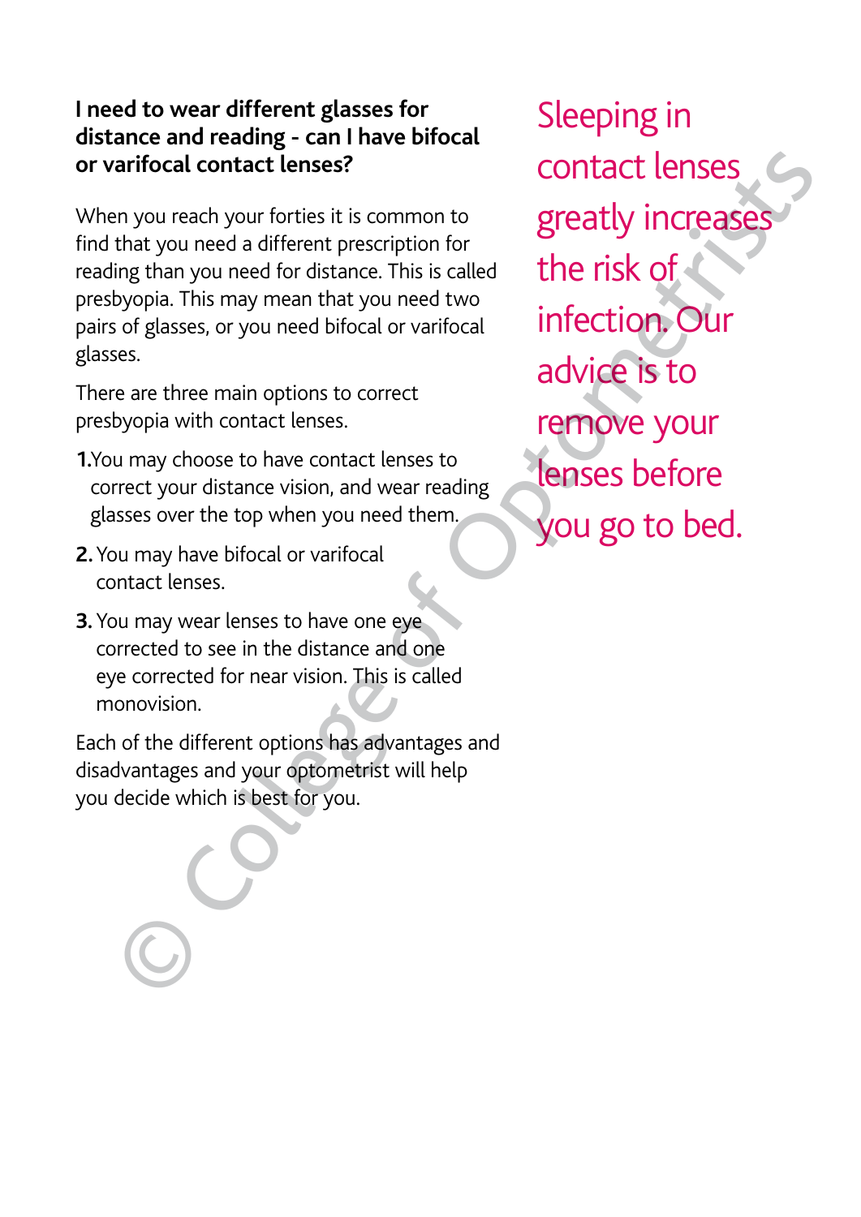**I need to wear different glasses for distance and reading - can I have bifocal or varifocal contact lenses?**

When you reach your forties it is common to find that you need a different prescription for reading than you need for distance. This is called presbyopia. This may mean that you need two pairs of glasses, or you need bifocal or varifocal glasses.

There are three main options to correct presbyopia with contact lenses.

1. You may choose to have contact lenses to correct your distance vision, and wear reading glasses over the top when you need them.
2. You may have bifocal or varifocal contact lenses.
3. You may wear lenses to have one eye corrected to see in the distance and one eye corrected for near vision. This is called monovision.

Each of the different options has advantages and disadvantages and your optometrist will help you decide which is best for you.

Sleeping in contact lenses greatly increases the risk of infection. Our advice is to remove your lenses before you go to bed.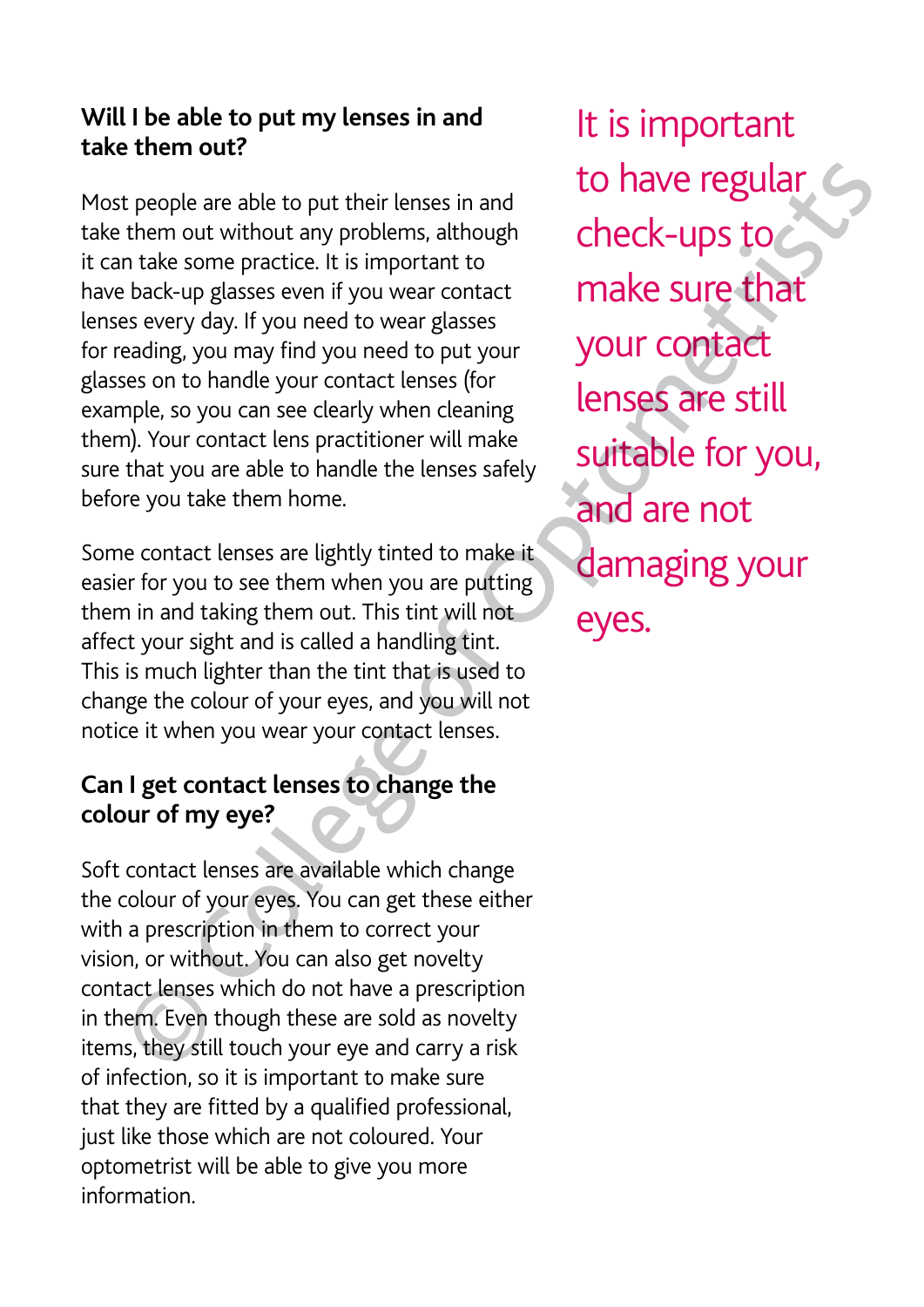## Will I be able to put my lenses in and take them out?

Most people are able to put their lenses in and take them out without any problems, although it can take some practice. It is important to have back-up glasses even if you wear contact lenses every day. If you need to wear glasses for reading, you may find you need to put your glasses on to handle your contact lenses (for example, so you can see clearly when cleaning them). Your contact lens practitioner will make sure that you are able to handle the lenses safely before you take them home.

Some contact lenses are lightly tinted to make it easier for you to see them when you are putting them in and taking them out. This tint will not affect your sight and is called a handling tint. This is much lighter than the tint that is used to change the colour of your eyes, and you will not notice it when you wear your contact lenses.

## Can I get contact lenses to change the colour of my eye?

Soft contact lenses are available which change the colour of your eyes. You can get these either with a prescription in them to correct your vision, or without. You can also get novelty contact lenses which do not have a prescription in them. Even though these are sold as novelty items, they still touch your eye and carry a risk of infection, so it is important to make sure that they are fitted by a qualified professional, just like those which are not coloured. Your optometrist will be able to give you more information.

It is important to have regular check-ups to make sure that your contact lenses are still suitable for you, and are not damaging your eyes.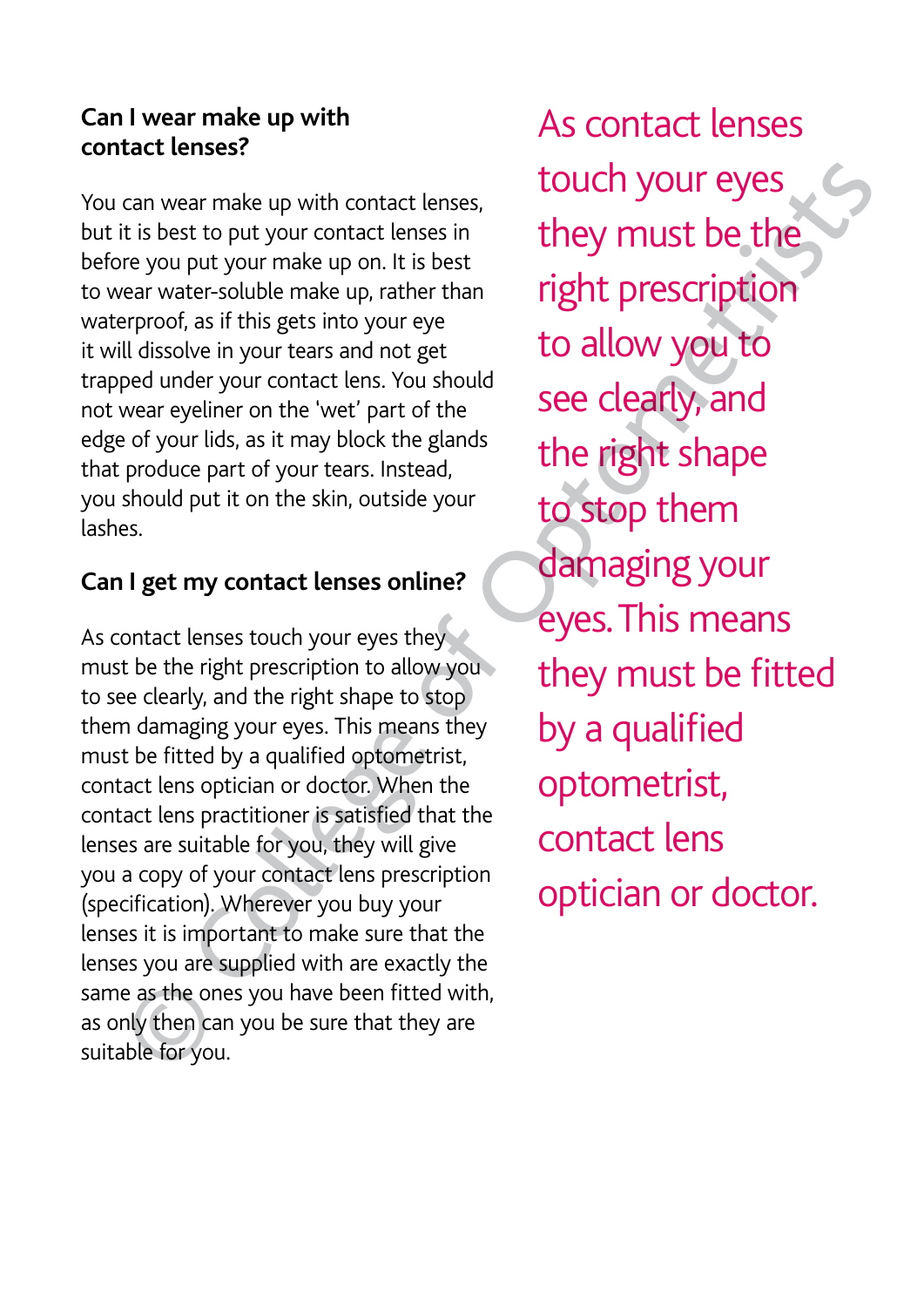### Can I wear make up with contact lenses?

You can wear make up with contact lenses, but it is best to put your contact lenses in before you put your make up on. It is best to wear water-soluble make up, rather than waterproof, as if this gets into your eye it will dissolve in your tears and not get trapped under your contact lens. You should not wear eyeliner on the 'wet' part of the edge of your lids, as it may block the glands that produce part of your tears. Instead, you should put it on the skin, outside your lashes.

### Can I get my contact lenses online?

As contact lenses touch your eyes they must be the right prescription to allow you to see clearly, and the right shape to stop them damaging your eyes. This means they must be fitted by a qualified optometrist, contact lens optician or doctor. When the contact lens practitioner is satisfied that the lenses are suitable for you, they will give you a copy of your contact lens prescription (specification). Wherever you buy your lenses it is important to make sure that the lenses you are supplied with are exactly the same as the ones you have been fitted with, as only then can you be sure that they are suitable for you.

> As contact lenses touch your eyes they must be the right prescription to allow you to see clearly, and the right shape to stop them damaging your eyes. This means they must be fitted by a qualified optometrist, contact lens optician or doctor.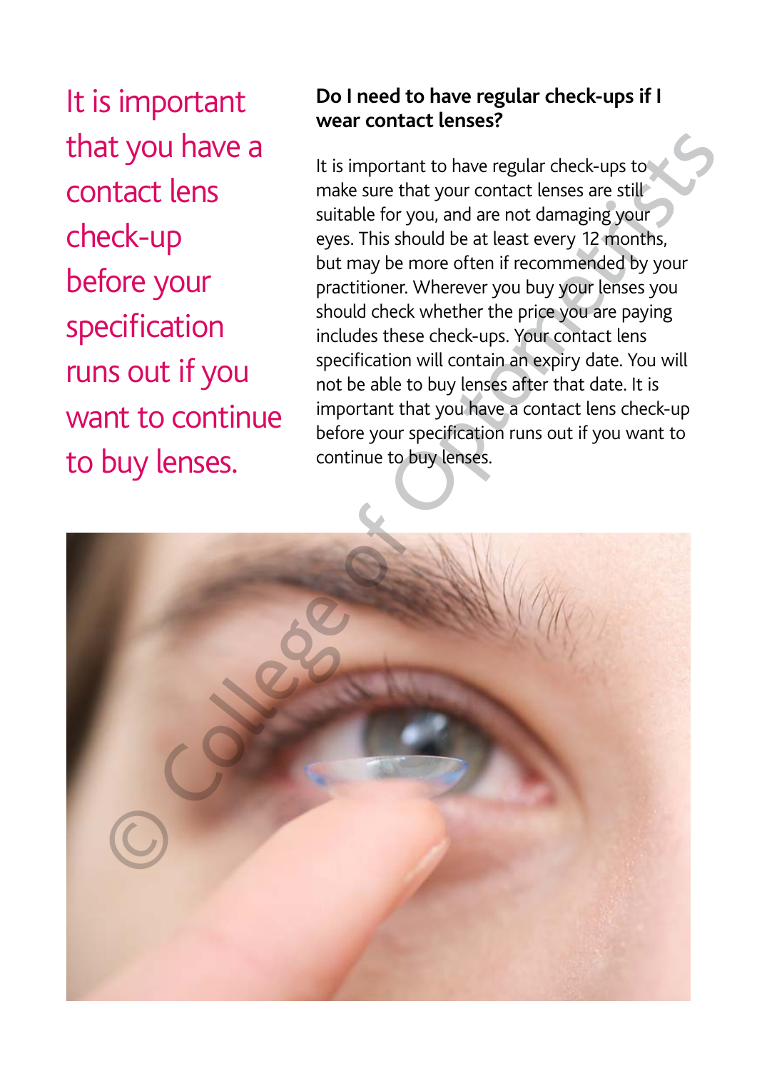It is important that you have a contact lens check-up before your specification runs out if you want to continue to buy lenses.

## Do I need to have regular check-ups if I wear contact lenses?

It is important to have regular check-ups to make sure that your contact lenses are still suitable for you, and are not damaging your eyes. This should be at least every 12 months, but may be more often if recommended by your practitioner. Wherever you buy your lenses you should check whether the price you are paying includes these check-ups. Your contact lens specification will contain an expiry date. You will not be able to buy lenses after that date. It is important that you have a contact lens check-up before your specification runs out if you want to continue to buy lenses.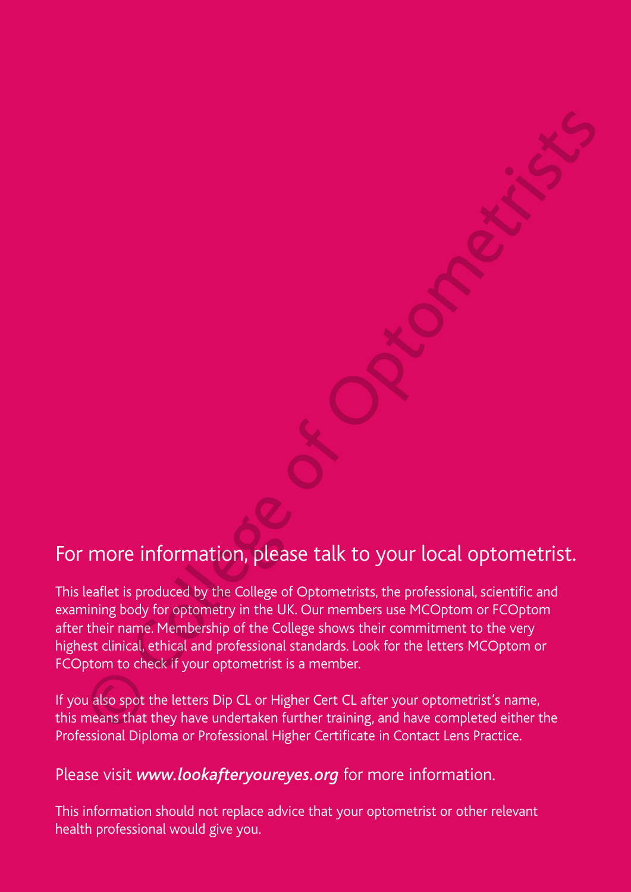## For more information, please talk to your local optometrist.

This leaflet is produced by the College of Optometrists, the professional, scientific and examining body for optometry in the UK. Our members use MCOptom or FCOptom after their name. Membership of the College shows their commitment to the very highest clinical, ethical and professional standards. Look for the letters MCOptom or FCOptom to check if your optometrist is a member.

If you also spot the letters Dip CL or Higher Cert CL after your optometrist's name, this means that they have undertaken further training, and have completed either the Professional Diploma or Professional Higher Certificate in Contact Lens Practice.

Please visit ***www.lookafteryoureyes.org*** for more information.

This information should not replace advice that your optometrist or other relevant health professional would give you.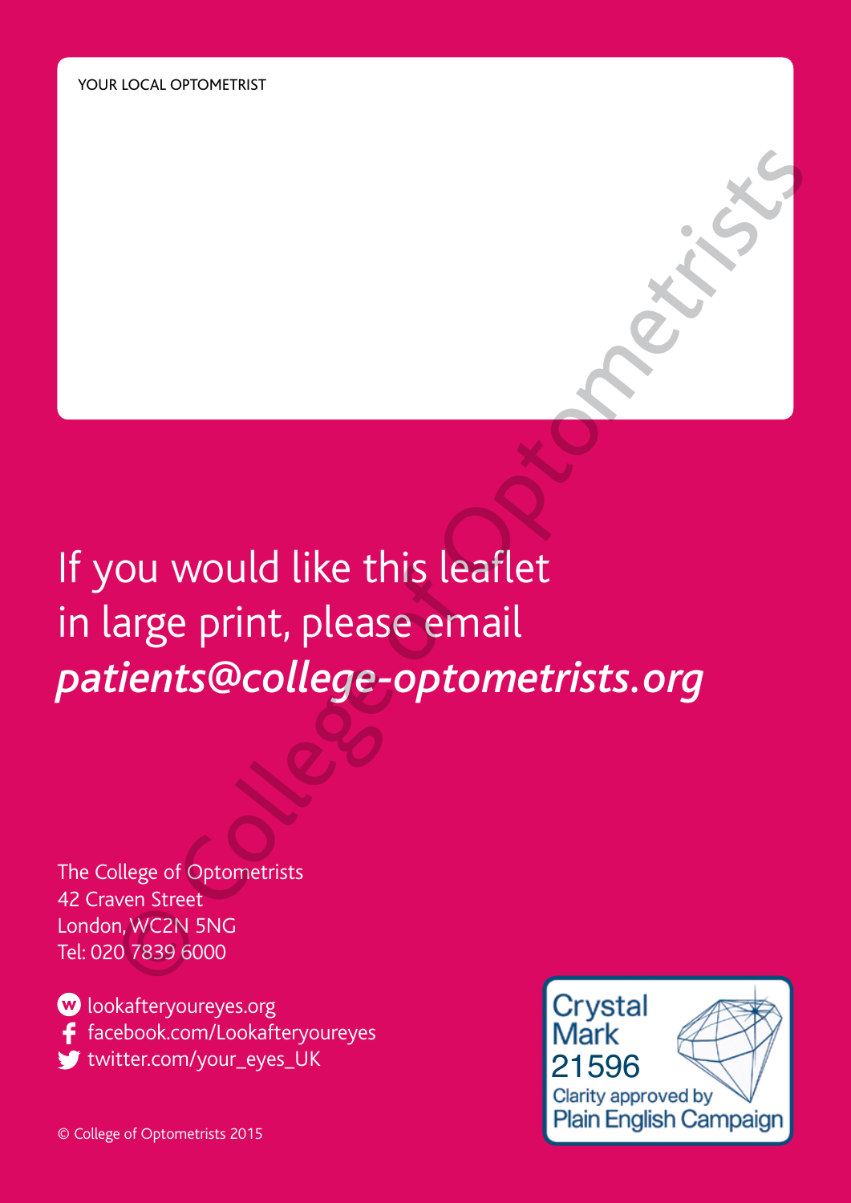YOUR LOCAL OPTOMETRIST

If you would like this leaflet in large print, please email *patients@college-optometrists.org*

The College of Optometrists
42 Craven Street
London, WC2N 5NG
Tel: 020 7839 6000

lookafteryoureyes.org
facebook.com/Lookafteryoureyes
twitter.com/your_eyes_UK

Crystal Mark 21596
Clarity approved by Plain English Campaign

© College of Optometrists 2015